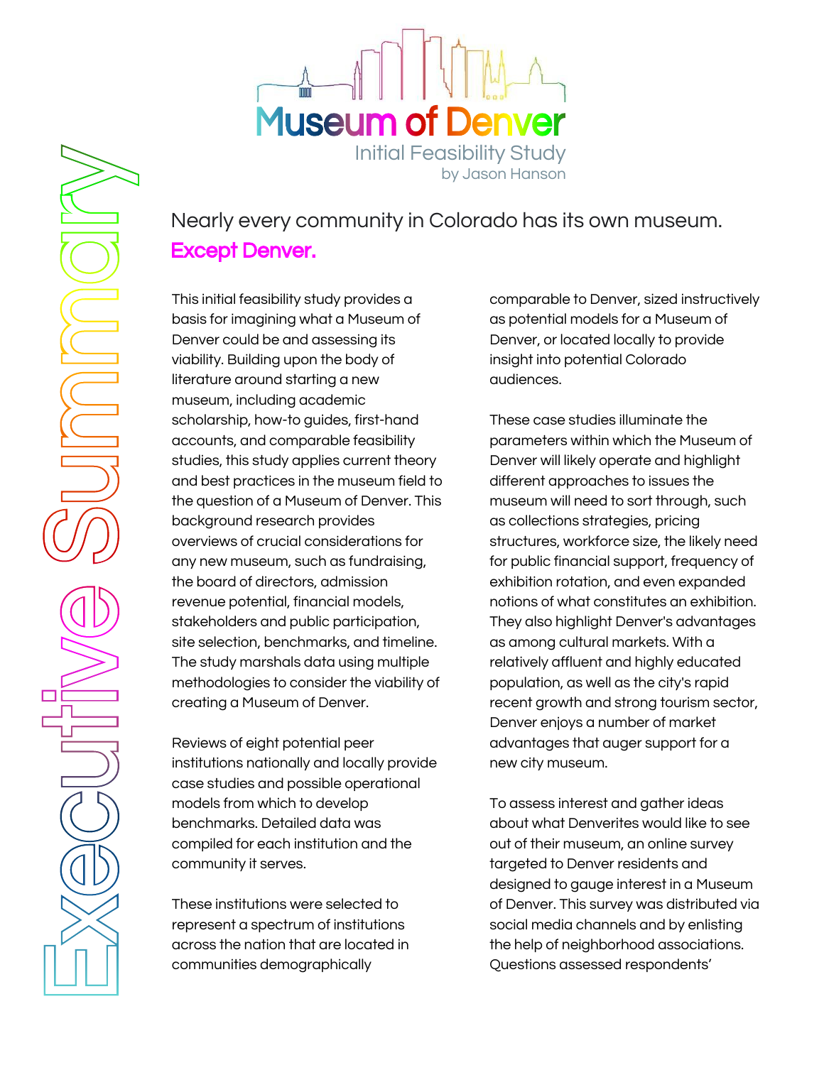# Museum of Denver

Initial Feasibility Study

by Jason Hanson

## Executive Summary

Nearly every community in Colorado has its own museum.

**Except Denver.**

This initial feasibility study provides a basis for imagining what a Museum of Denver could be and assessing its viability. Building upon the body of literature around starting a new museum, including academic scholarship, how-to guides, first-hand accounts, and comparable feasibility studies, this study applies current theory and best practices in the museum field to the question of a Museum of Denver. This background research provides overviews of crucial considerations for any new museum, such as fundraising, the board of directors, admission revenue potential, financial models, stakeholders and public participation, site selection, benchmarks, and timeline. The study marshals data using multiple methodologies to consider the viability of creating a Museum of Denver.

Reviews of eight potential peer institutions nationally and locally provide case studies and possible operational models from which to develop benchmarks. Detailed data was compiled for each institution and the community it serves.

These institutions were selected to represent a spectrum of institutions across the nation that are located in communities demographically comparable to Denver, sized instructively as potential models for a Museum of Denver, or located locally to provide insight into potential Colorado audiences.

These case studies illuminate the parameters within which the Museum of Denver will likely operate and highlight different approaches to issues the museum will need to sort through, such as collections strategies, pricing structures, workforce size, the likely need for public financial support, frequency of exhibition rotation, and even expanded notions of what constitutes an exhibition. They also highlight Denver's advantages as among cultural markets. With a relatively affluent and highly educated population, as well as the city's rapid recent growth and strong tourism sector, Denver enjoys a number of market advantages that auger support for a new city museum.

To assess interest and gather ideas about what Denverites would like to see out of their museum, an online survey targeted to Denver residents and designed to gauge interest in a Museum of Denver. This survey was distributed via social media channels and by enlisting the help of neighborhood associations. Questions assessed respondents'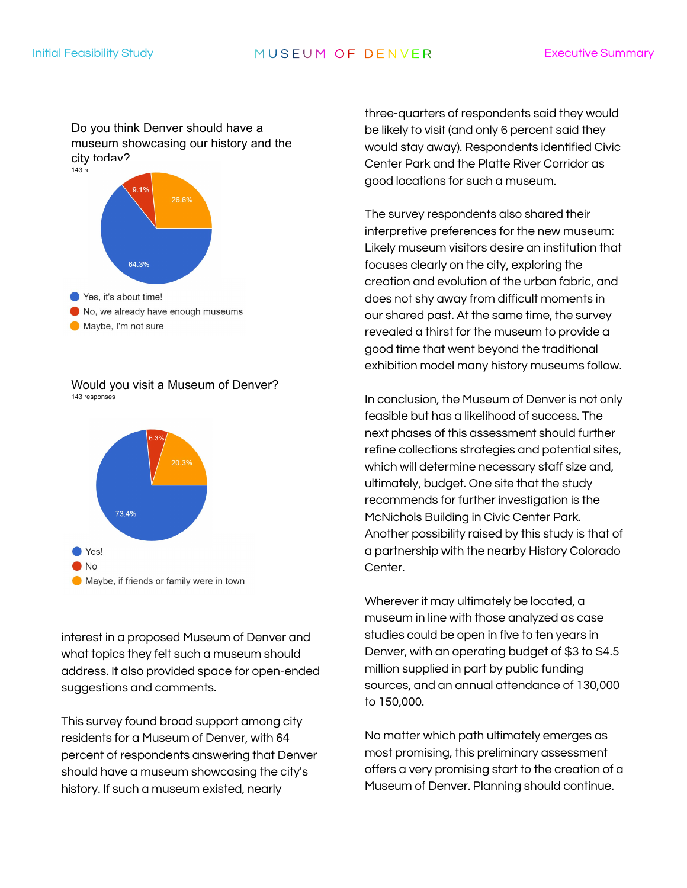Do you think Denver should have a museum showcasing our history and the city today?

143 re

9.1%
26.6%
64.3%

Yes, it's about time!
No, we already have enough museums
Maybe, I'm not sure

Would you visit a Museum of Denver?

143 responses

6.3%
20.3%
73.4%

Yes!
No
Maybe, if friends or family were in town

interest in a proposed Museum of Denver and what topics they felt such a museum should address. It also provided space for open-ended suggestions and comments.

This survey found broad support among city residents for a Museum of Denver, with 64 percent of respondents answering that Denver should have a museum showcasing the city's history. If such a museum existed, nearly three-quarters of respondents said they would be likely to visit (and only 6 percent said they would stay away). Respondents identified Civic Center Park and the Platte River Corridor as good locations for such a museum.

The survey respondents also shared their interpretive preferences for the new museum: Likely museum visitors desire an institution that focuses clearly on the city, exploring the creation and evolution of the urban fabric, and does not shy away from difficult moments in our shared past. At the same time, the survey revealed a thirst for the museum to provide a good time that went beyond the traditional exhibition model many history museums follow.

In conclusion, the Museum of Denver is not only feasible but has a likelihood of success. The next phases of this assessment should further refine collections strategies and potential sites, which will determine necessary staff size and, ultimately, budget. One site that the study recommends for further investigation is the McNichols Building in Civic Center Park. Another possibility raised by this study is that of a partnership with the nearby History Colorado Center.

Wherever it may ultimately be located, a museum in line with those analyzed as case studies could be open in five to ten years in Denver, with an operating budget of $3 to $4.5 million supplied in part by public funding sources, and an annual attendance of 130,000 to 150,000.

No matter which path ultimately emerges as most promising, this preliminary assessment offers a very promising start to the creation of a Museum of Denver. Planning should continue.